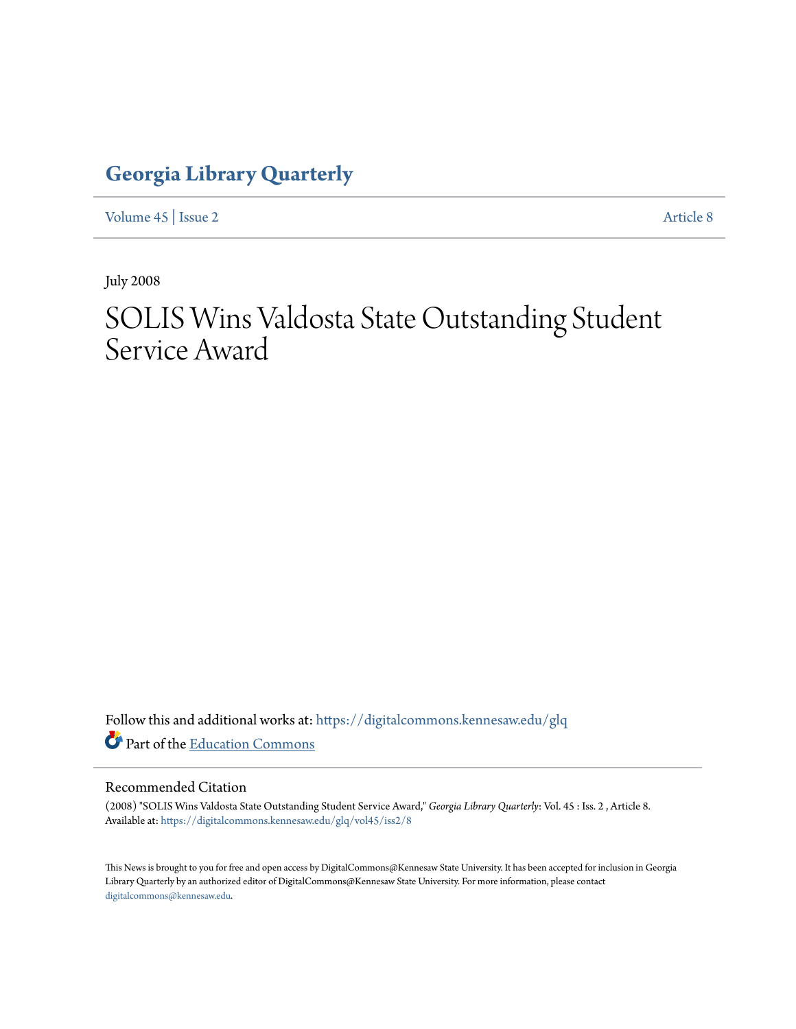# Georgia Library Quarterly

Volume 45 | Issue 2 Article 8

July 2008

# SOLIS Wins Valdosta State Outstanding Student Service Award

Follow this and additional works at: https://digitalcommons.kennesaw.edu/glq

Part of the Education Commons

## Recommended Citation

(2008) "SOLIS Wins Valdosta State Outstanding Student Service Award," *Georgia Library Quarterly*: Vol. 45 : Iss. 2 , Article 8.
Available at: https://digitalcommons.kennesaw.edu/glq/vol45/iss2/8

This News is brought to you for free and open access by DigitalCommons@Kennesaw State University. It has been accepted for inclusion in Georgia Library Quarterly by an authorized editor of DigitalCommons@Kennesaw State University. For more information, please contact digitalcommons@kennesaw.edu.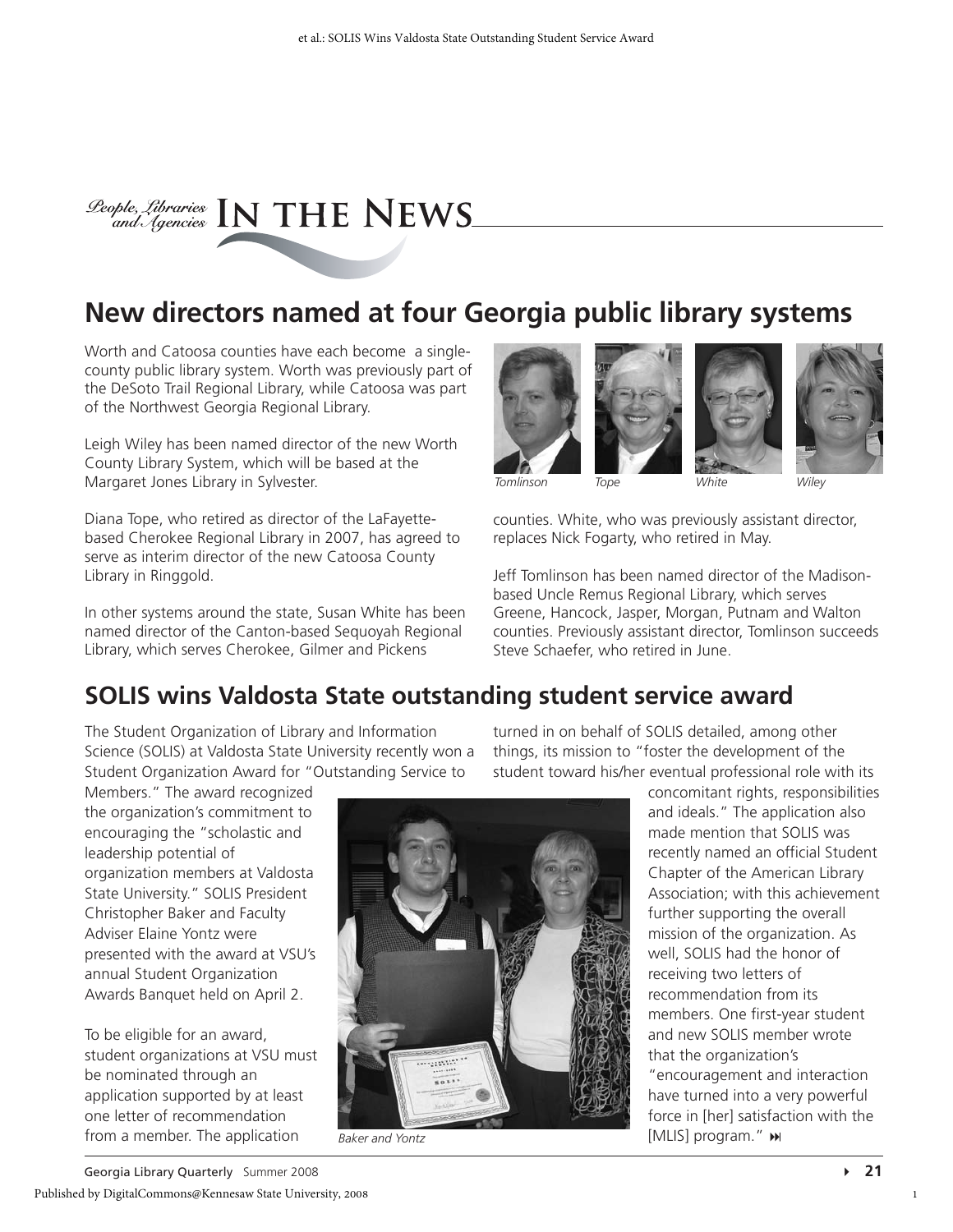# People, Libraries and Agencies In the News

## New directors named at four Georgia public library systems

Worth and Catoosa counties have each become a single-county public library system. Worth was previously part of the DeSoto Trail Regional Library, while Catoosa was part of the Northwest Georgia Regional Library.

Leigh Wiley has been named director of the new Worth County Library System, which will be based at the Margaret Jones Library in Sylvester.

Diana Tope, who retired as director of the LaFayette-based Cherokee Regional Library in 2007, has agreed to serve as interim director of the new Catoosa County Library in Ringgold.

In other systems around the state, Susan White has been named director of the Canton-based Sequoyah Regional Library, which serves Cherokee, Gilmer and Pickens counties. White, who was previously assistant director, replaces Nick Fogarty, who retired in May.

*Tomlinson* *Tope* *White* *Wiley*

Jeff Tomlinson has been named director of the Madison-based Uncle Remus Regional Library, which serves Greene, Hancock, Jasper, Morgan, Putnam and Walton counties. Previously assistant director, Tomlinson succeeds Steve Schaefer, who retired in June.

## SOLIS wins Valdosta State outstanding student service award

The Student Organization of Library and Information Science (SOLIS) at Valdosta State University recently won a Student Organization Award for "Outstanding Service to Members." The award recognized the organization's commitment to encouraging the "scholastic and leadership potential of organization members at Valdosta State University." SOLIS President Christopher Baker and Faculty Adviser Elaine Yontz were presented with the award at VSU's annual Student Organization Awards Banquet held on April 2.

To be eligible for an award, student organizations at VSU must be nominated through an application supported by at least one letter of recommendation from a member. The application turned in on behalf of SOLIS detailed, among other things, its mission to "foster the development of the student toward his/her eventual professional role with its concomitant rights, responsibilities and ideals." The application also made mention that SOLIS was recently named an official Student Chapter of the American Library Association; with this achievement further supporting the overall mission of the organization. As well, SOLIS had the honor of receiving two letters of recommendation from its members. One first-year student and new SOLIS member wrote that the organization's "encouragement and interaction have turned into a very powerful force in [her] satisfaction with the [MLIS] program." ⏭

*Baker and Yontz*